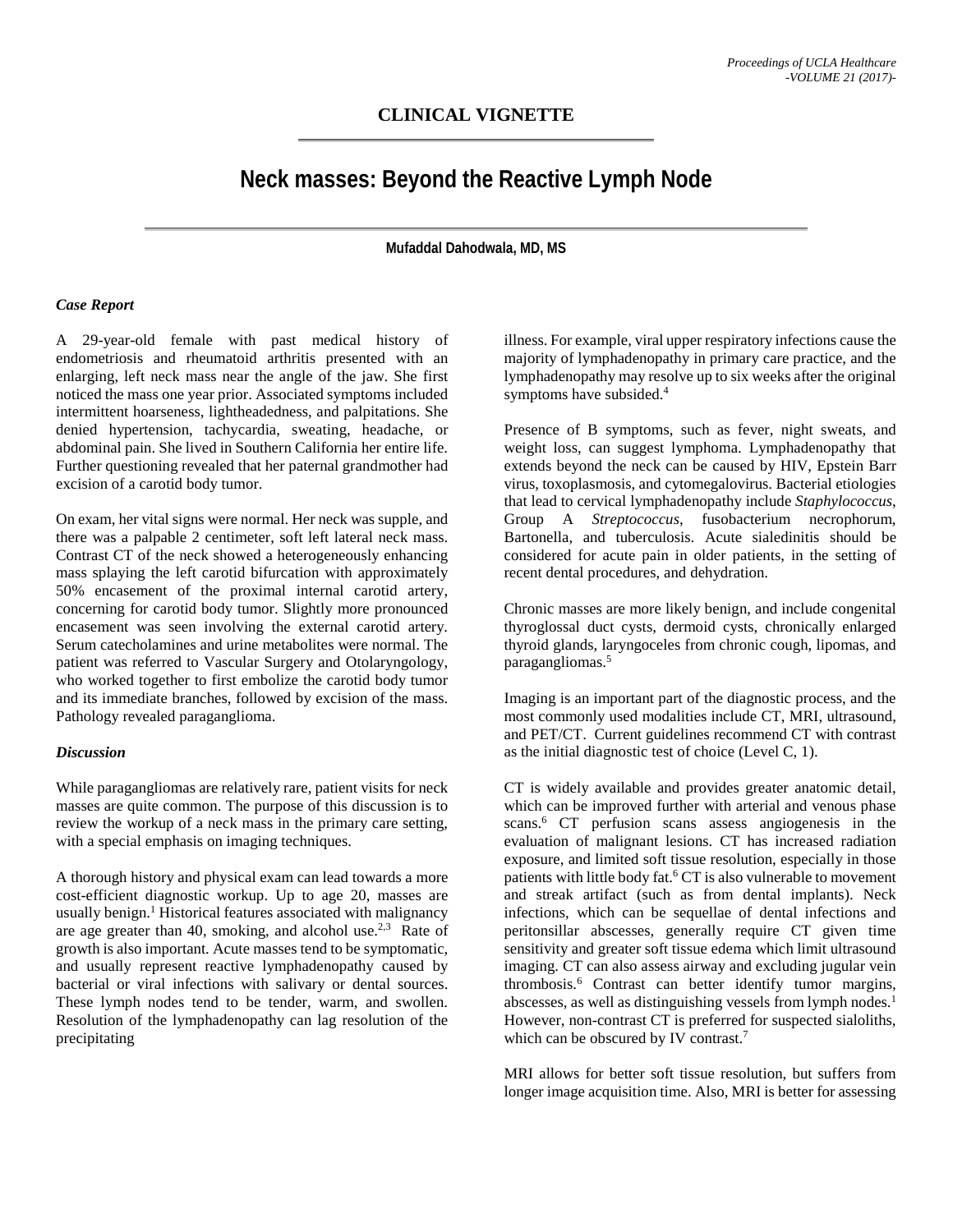## CLINICAL VIGNETTE

# Neck masses: Beyond the Reactive Lymph Node

**Mufaddal Dahodwala, MD, MS**

### *Case Report*

A 29-year-old female with past medical history of endometriosis and rheumatoid arthritis presented with an enlarging, left neck mass near the angle of the jaw. She first noticed the mass one year prior. Associated symptoms included intermittent hoarseness, lightheadedness, and palpitations. She denied hypertension, tachycardia, sweating, headache, or abdominal pain. She lived in Southern California her entire life. Further questioning revealed that her paternal grandmother had excision of a carotid body tumor.

On exam, her vital signs were normal. Her neck was supple, and there was a palpable 2 centimeter, soft left lateral neck mass. Contrast CT of the neck showed a heterogeneously enhancing mass splaying the left carotid bifurcation with approximately 50% encasement of the proximal internal carotid artery, concerning for carotid body tumor. Slightly more pronounced encasement was seen involving the external carotid artery. Serum catecholamines and urine metabolites were normal. The patient was referred to Vascular Surgery and Otolaryngology, who worked together to first embolize the carotid body tumor and its immediate branches, followed by excision of the mass. Pathology revealed paraganglioma.

### *Discussion*

While paragangliomas are relatively rare, patient visits for neck masses are quite common. The purpose of this discussion is to review the workup of a neck mass in the primary care setting, with a special emphasis on imaging techniques.

A thorough history and physical exam can lead towards a more cost-efficient diagnostic workup. Up to age 20, masses are usually benign.[1] Historical features associated with malignancy are age greater than 40, smoking, and alcohol use.[2,3] Rate of growth is also important. Acute masses tend to be symptomatic, and usually represent reactive lymphadenopathy caused by bacterial or viral infections with salivary or dental sources. These lymph nodes tend to be tender, warm, and swollen. Resolution of the lymphadenopathy can lag resolution of the precipitating illness. For example, viral upper respiratory infections cause the majority of lymphadenopathy in primary care practice, and the lymphadenopathy may resolve up to six weeks after the original symptoms have subsided.[4]

Presence of B symptoms, such as fever, night sweats, and weight loss, can suggest lymphoma. Lymphadenopathy that extends beyond the neck can be caused by HIV, Epstein Barr virus, toxoplasmosis, and cytomegalovirus. Bacterial etiologies that lead to cervical lymphadenopathy include *Staphylococcus*, Group A *Streptococcus*, fusobacterium necrophorum, Bartonella, and tuberculosis. Acute sialedinitis should be considered for acute pain in older patients, in the setting of recent dental procedures, and dehydration.

Chronic masses are more likely benign, and include congenital thyroglossal duct cysts, dermoid cysts, chronically enlarged thyroid glands, laryngoceles from chronic cough, lipomas, and paragangliomas.[5]

Imaging is an important part of the diagnostic process, and the most commonly used modalities include CT, MRI, ultrasound, and PET/CT. Current guidelines recommend CT with contrast as the initial diagnostic test of choice (Level C, 1).

CT is widely available and provides greater anatomic detail, which can be improved further with arterial and venous phase scans.[6] CT perfusion scans assess angiogenesis in the evaluation of malignant lesions. CT has increased radiation exposure, and limited soft tissue resolution, especially in those patients with little body fat.[6] CT is also vulnerable to movement and streak artifact (such as from dental implants). Neck infections, which can be sequellae of dental infections and peritonsillar abscesses, generally require CT given time sensitivity and greater soft tissue edema which limit ultrasound imaging. CT can also assess airway and excluding jugular vein thrombosis.[6] Contrast can better identify tumor margins, abscesses, as well as distinguishing vessels from lymph nodes.[1] However, non-contrast CT is preferred for suspected sialoliths, which can be obscured by IV contrast.[7]

MRI allows for better soft tissue resolution, but suffers from longer image acquisition time. Also, MRI is better for assessing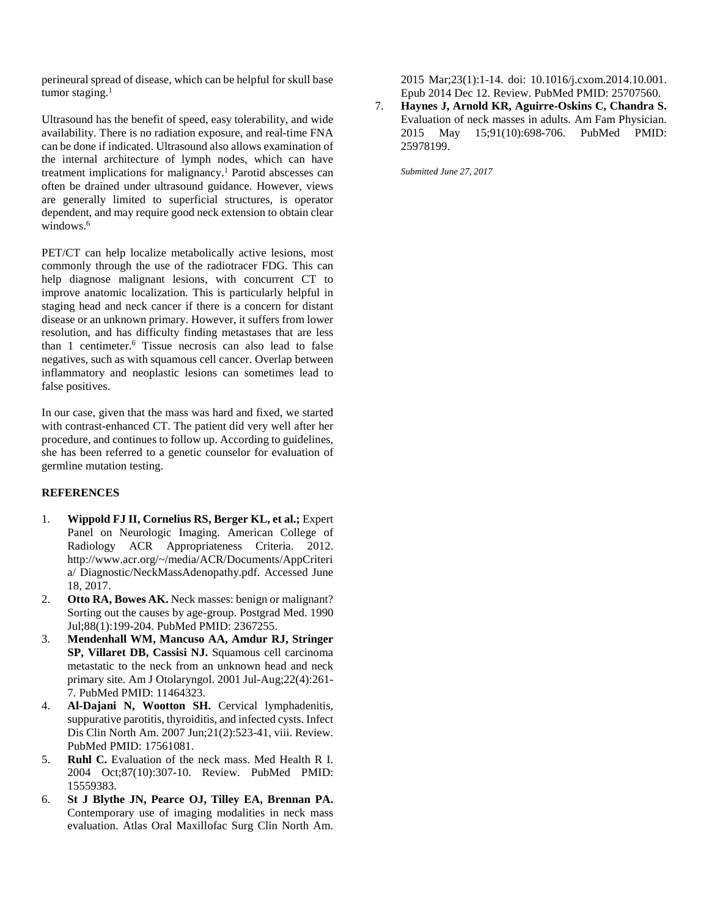perineural spread of disease, which can be helpful for skull base tumor staging.[1]

Ultrasound has the benefit of speed, easy tolerability, and wide availability. There is no radiation exposure, and real-time FNA can be done if indicated. Ultrasound also allows examination of the internal architecture of lymph nodes, which can have treatment implications for malignancy.[1] Parotid abscesses can often be drained under ultrasound guidance. However, views are generally limited to superficial structures, is operator dependent, and may require good neck extension to obtain clear windows.[6]

PET/CT can help localize metabolically active lesions, most commonly through the use of the radiotracer FDG. This can help diagnose malignant lesions, with concurrent CT to improve anatomic localization. This is particularly helpful in staging head and neck cancer if there is a concern for distant disease or an unknown primary. However, it suffers from lower resolution, and has difficulty finding metastases that are less than 1 centimeter.[6] Tissue necrosis can also lead to false negatives, such as with squamous cell cancer. Overlap between inflammatory and neoplastic lesions can sometimes lead to false positives.

In our case, given that the mass was hard and fixed, we started with contrast-enhanced CT. The patient did very well after her procedure, and continues to follow up. According to guidelines, she has been referred to a genetic counselor for evaluation of germline mutation testing.

## REFERENCES

1. **Wippold FJ II, Cornelius RS, Berger KL, et al.;** Expert Panel on Neurologic Imaging. American College of Radiology ACR Appropriateness Criteria. 2012. http://www.acr.org/~/media/ACR/Documents/AppCriteria/ Diagnostic/NeckMassAdenopathy.pdf. Accessed June 18, 2017.
2. **Otto RA, Bowes AK.** Neck masses: benign or malignant? Sorting out the causes by age-group. Postgrad Med. 1990 Jul;88(1):199-204. PubMed PMID: 2367255.
3. **Mendenhall WM, Mancuso AA, Amdur RJ, Stringer SP, Villaret DB, Cassisi NJ.** Squamous cell carcinoma metastatic to the neck from an unknown head and neck primary site. Am J Otolaryngol. 2001 Jul-Aug;22(4):261-7. PubMed PMID: 11464323.
4. **Al-Dajani N, Wootton SH.** Cervical lymphadenitis, suppurative parotitis, thyroiditis, and infected cysts. Infect Dis Clin North Am. 2007 Jun;21(2):523-41, viii. Review. PubMed PMID: 17561081.
5. **Ruhl C.** Evaluation of the neck mass. Med Health R I. 2004 Oct;87(10):307-10. Review. PubMed PMID: 15559383.
6. **St J Blythe JN, Pearce OJ, Tilley EA, Brennan PA.** Contemporary use of imaging modalities in neck mass evaluation. Atlas Oral Maxillofac Surg Clin North Am. 2015 Mar;23(1):1-14. doi: 10.1016/j.cxom.2014.10.001. Epub 2014 Dec 12. Review. PubMed PMID: 25707560.
7. **Haynes J, Arnold KR, Aguirre-Oskins C, Chandra S.** Evaluation of neck masses in adults. Am Fam Physician. 2015 May 15;91(10):698-706. PubMed PMID: 25978199.

*Submitted June 27, 2017*